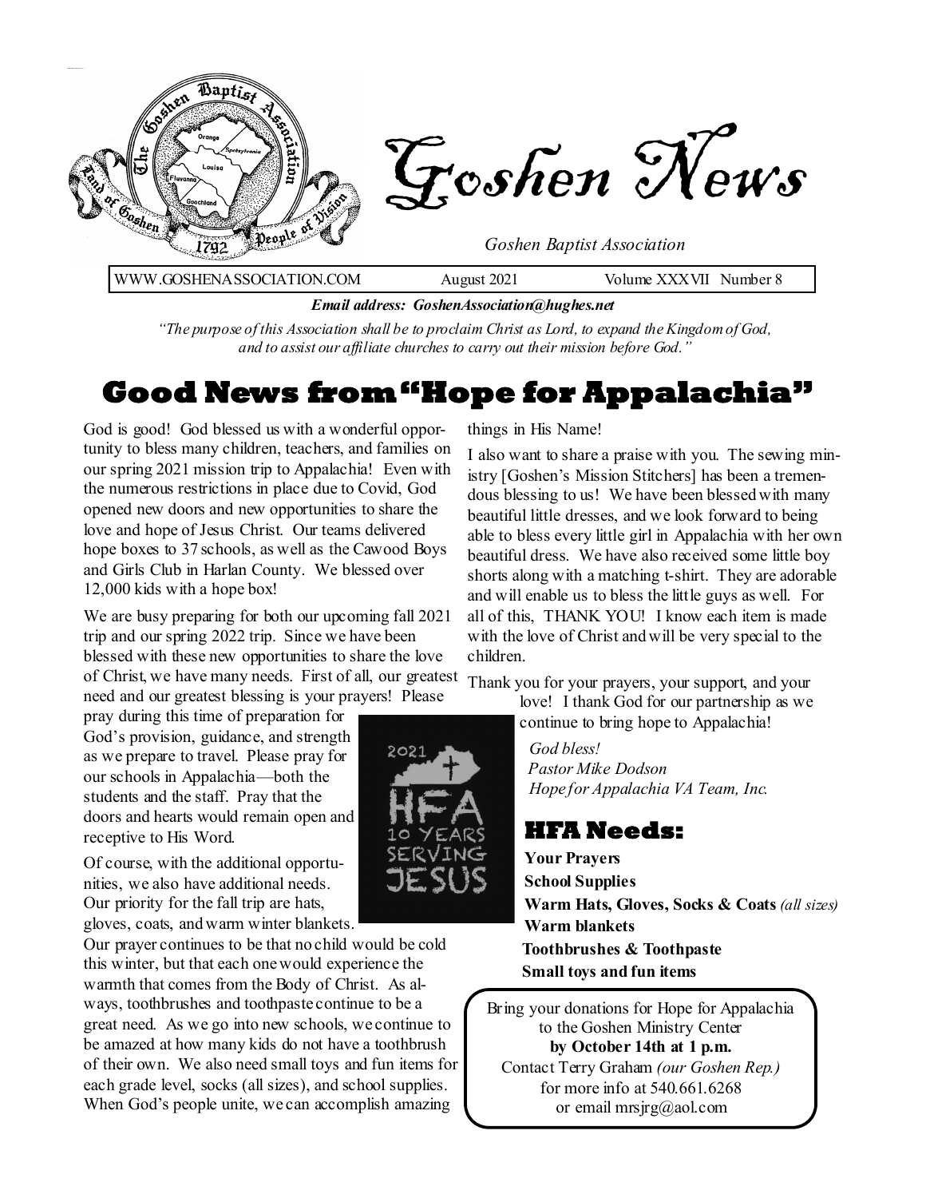# Goshen News

*Goshen Baptist Association*

WWW.GOSHENASSOCIATION.COM August 2021 Volume XXXVII Number 8

***Email address: GoshenAssociation@hughes.net***

*"The purpose of this Association shall be to proclaim Christ as Lord, to expand the Kingdom of God, and to assist our affiliate churches to carry out their mission before God."*

## Good News from "Hope for Appalachia"

God is good! God blessed us with a wonderful opportunity to bless many children, teachers, and families on our spring 2021 mission trip to Appalachia! Even with the numerous restrictions in place due to Covid, God opened new doors and new opportunities to share the love and hope of Jesus Christ. Our teams delivered hope boxes to 37 schools, as well as the Cawood Boys and Girls Club in Harlan County. We blessed over 12,000 kids with a hope box!

We are busy preparing for both our upcoming fall 2021 trip and our spring 2022 trip. Since we have been blessed with these new opportunities to share the love of Christ, we have many needs. First of all, our greatest need and our greatest blessing is your prayers! Please pray during this time of preparation for God's provision, guidance, and strength as we prepare to travel. Please pray for our schools in Appalachia—both the students and the staff. Pray that the doors and hearts would remain open and receptive to His Word.

Of course, with the additional opportunities, we also have additional needs. Our priority for the fall trip are hats, gloves, coats, and warm winter blankets. Our prayer continues to be that no child would be cold this winter, but that each one would experience the warmth that comes from the Body of Christ. As always, toothbrushes and toothpaste continue to be a great need. As we go into new schools, we continue to be amazed at how many kids do not have a toothbrush of their own. We also need small toys and fun items for each grade level, socks (all sizes), and school supplies. When God's people unite, we can accomplish amazing things in His Name!

I also want to share a praise with you. The sewing ministry [Goshen's Mission Stitchers] has been a tremendous blessing to us! We have been blessed with many beautiful little dresses, and we look forward to being able to bless every little girl in Appalachia with her own beautiful dress. We have also received some little boy shorts along with a matching t-shirt. They are adorable and will enable us to bless the little guys as well. For all of this, THANK YOU! I know each item is made with the love of Christ and will be very special to the children.

Thank you for your prayers, your support, and your love! I thank God for our partnership as we continue to bring hope to Appalachia!

*God bless!*
*Pastor Mike Dodson*
*Hope for Appalachia VA Team, Inc.*

2021 HFA 10 YEARS SERVING JESUS

### HFA Needs:

**Your Prayers**
**School Supplies**
**Warm Hats, Gloves, Socks & Coats** *(all sizes)*
**Warm blankets**
**Toothbrushes & Toothpaste**
**Small toys and fun items**

Bring your donations for Hope for Appalachia to the Goshen Ministry Center **by October 14th at 1 p.m.** Contact Terry Graham *(our Goshen Rep.)* for more info at 540.661.6268 or email mrsjrg@aol.com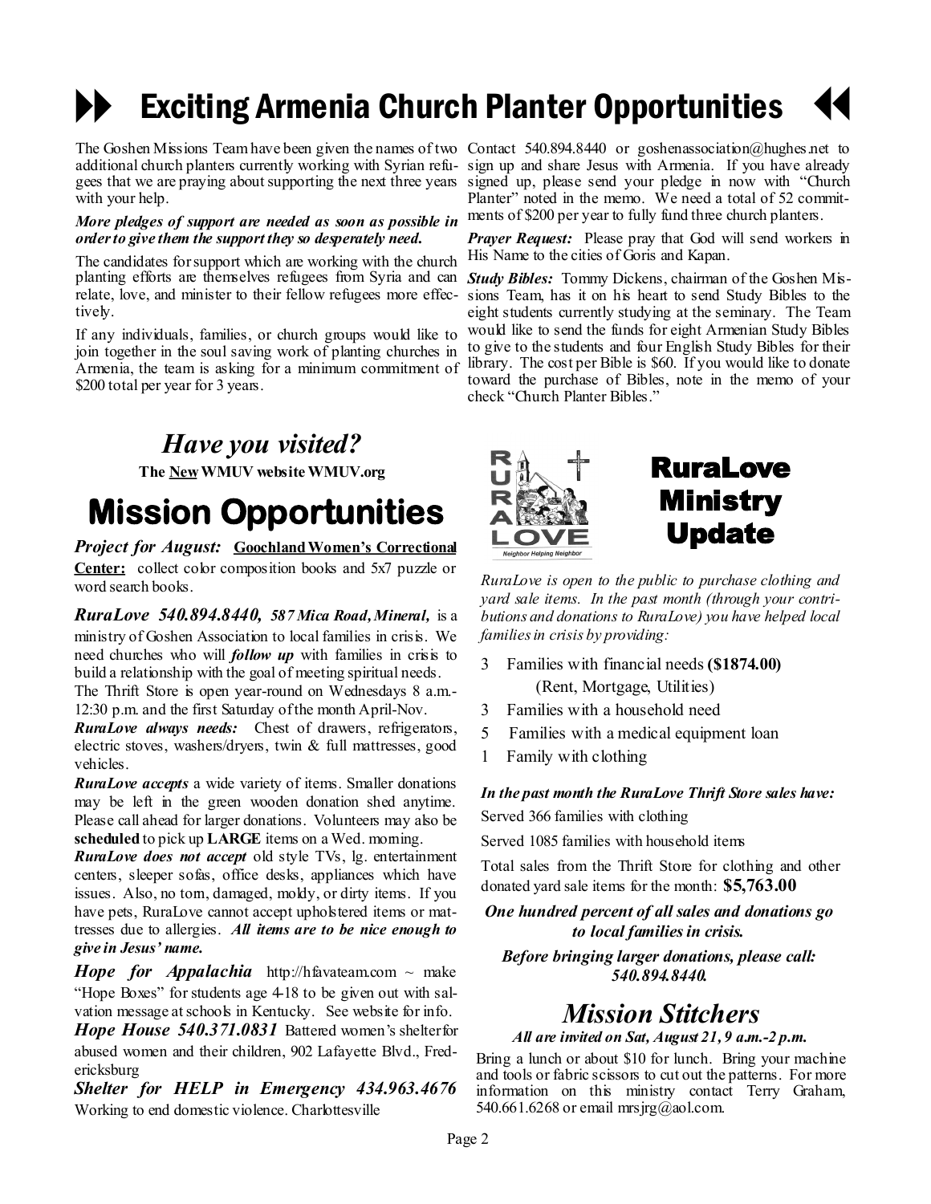# Exciting Armenia Church Planter Opportunities

The Goshen Missions Team have been given the names of two additional church planters currently working with Syrian refugees that we are praying about supporting the next three years with your help.

***More pledges of support are needed as soon as possible in order to give them the support they so desperately need.***

The candidates for support which are working with the church planting efforts are themselves refugees from Syria and can relate, love, and minister to their fellow refugees more effectively.

If any individuals, families, or church groups would like to join together in the soul saving work of planting churches in Armenia, the team is asking for a minimum commitment of $200 total per year for 3 years.

Contact 540.894.8440 or goshenassociation@hughes.net to sign up and share Jesus with Armenia. If you have already signed up, please send your pledge in now with "Church Planter" noted in the memo. We need a total of 52 commitments of $200 per year to fully fund three church planters.

***Prayer Request:*** Please pray that God will send workers in His Name to the cities of Goris and Kapan.

***Study Bibles:*** Tommy Dickens, chairman of the Goshen Missions Team, has it on his heart to send Study Bibles to the eight students currently studying at the seminary. The Team would like to send the funds for eight Armenian Study Bibles to give to the students and four English Study Bibles for their library. The cost per Bible is $60. If you would like to donate toward the purchase of Bibles, note in the memo of your check "Church Planter Bibles."

## *Have you visited?*

**The New WMUV website WMUV.org**

# Mission Opportunities

***Project for August:*** **Goochland Women's Correctional Center:** collect color composition books and 5x7 puzzle or word search books.

***RuraLove 540.894.8440, 587 Mica Road, Mineral,*** is a ministry of Goshen Association to local families in crisis. We need churches who will ***follow up*** with families in crisis to build a relationship with the goal of meeting spiritual needs. The Thrift Store is open year-round on Wednesdays 8 a.m.-12:30 p.m. and the first Saturday of the month April-Nov.

***RuraLove always needs:*** Chest of drawers, refrigerators, electric stoves, washers/dryers, twin & full mattresses, good vehicles.

***RuraLove accepts*** a wide variety of items. Smaller donations may be left in the green wooden donation shed anytime. Please call ahead for larger donations. Volunteers may also be **scheduled** to pick up **LARGE** items on a Wed. morning.

***RuraLove does not accept*** old style TVs, lg. entertainment centers, sleeper sofas, office desks, appliances which have issues. Also, no torn, damaged, moldy, or dirty items. If you have pets, RuraLove cannot accept upholstered items or mattresses due to allergies. ***All items are to be nice enough to give in Jesus' name.***

***Hope for Appalachia*** http://hfavateam.com ~ make "Hope Boxes" for students age 4-18 to be given out with salvation message at schools in Kentucky. See website for info.

***Hope House 540.371.0831*** Battered women's shelter for abused women and their children, 902 Lafayette Blvd., Fredericksburg

***Shelter for HELP in Emergency 434.963.4676*** Working to end domestic violence. Charlottesville

# RuraLove Ministry Update

RURA LOVE — Neighbor Helping Neighbor

*RuraLove is open to the public to purchase clothing and yard sale items. In the past month (through your contributions and donations to RuraLove) you have helped local families in crisis by providing:*

- 3 Families with financial needs **($1874.00)** (Rent, Mortgage, Utilities)
- 3 Families with a household need
- 5 Families with a medical equipment loan
- 1 Family with clothing

***In the past month the RuraLove Thrift Store sales have:***

Served 366 families with clothing

Served 1085 families with household items

Total sales from the Thrift Store for clothing and other donated yard sale items for the month: **$5,763.00**

***One hundred percent of all sales and donations go to local families in crisis.***

***Before bringing larger donations, please call: 540.894.8440.***

## *Mission Stitchers*

***All are invited on Sat, August 21, 9 a.m.-2 p.m.***

Bring a lunch or about $10 for lunch. Bring your machine and tools or fabric scissors to cut out the patterns. For more information on this ministry contact Terry Graham, 540.661.6268 or email mrsjrg@aol.com.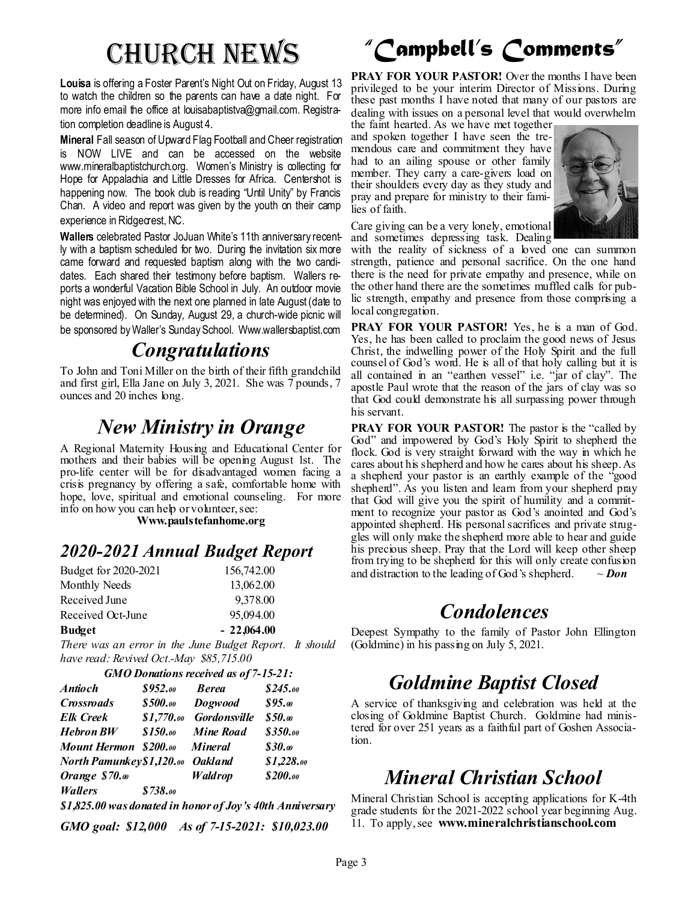# Church News

**Louisa** is offering a Foster Parent's Night Out on Friday, August 13 to watch the children so the parents can have a date night. For more info email the office at louisabaptistva@gmail.com. Registration completion deadline is August 4.

**Mineral** Fall season of Upward Flag Football and Cheer registration is NOW LIVE and can be accessed on the website www.mineralbaptistchurch.org. Women's Ministry is collecting for Hope for Appalachia and Little Dresses for Africa. Centershot is happening now. The book club is reading "Until Unity" by Francis Chan. A video and report was given by the youth on their camp experience in Ridgecrest, NC.

**Wallers** celebrated Pastor JoJuan White's 11th anniversary recently with a baptism scheduled for two. During the invitation six more came forward and requested baptism along with the two candidates. Each shared their testimony before baptism. Wallers reports a wonderful Vacation Bible School in July. An outdoor movie night was enjoyed with the next one planned in late August (date to be determined). On Sunday, August 29, a church-wide picnic will be sponsored by Waller's Sunday School. Www.wallersbaptist.com

## *Congratulations*

To John and Toni Miller on the birth of their fifth grandchild and first girl, Ella Jane on July 3, 2021. She was 7 pounds, 7 ounces and 20 inches long.

## *New Ministry in Orange*

A Regional Maternity Housing and Educational Center for mothers and their babies will be opening August 1st. The pro-life center will be for disadvantaged women facing a crisis pregnancy by offering a safe, comfortable home with hope, love, spiritual and emotional counseling. For more info on how you can help or volunteer, see:

**Www.paulstefanhome.org**

## *2020-2021 Annual Budget Report*

| | |
|---|---|
| Budget for 2020-2021 | 156,742.00 |
| Monthly Needs | 13,062.00 |
| Received June | 9,378.00 |
| Received Oct-June | 95,094.00 |
| **Budget** | **- 22,064.00** |

*There was an error in the June Budget Report. It should have read: Revived Oct.-May $85,715.00*

***GMO Donations received as of 7-15-21:***

| | | | |
|---|---|---|---|
| ***Antioch*** | ***$952.00*** | ***Berea*** | ***$245.00*** |
| ***Crossroads*** | ***$500.00*** | ***Dogwood*** | ***$95.00*** |
| ***Elk Creek*** | ***$1,770.00*** | ***Gordonsville*** | ***$50.00*** |
| ***Hebron BW*** | ***$150.00*** | ***Mine Road*** | ***$350.00*** |
| ***Mount Hermon*** | ***$200.00*** | ***Mineral*** | ***$30.00*** |
| ***North Pamunkey*** | ***$1,120.00*** | ***Oakland*** | ***$1,228.00*** |
| ***Orange*** | ***$70.00*** | ***Waldrop*** | ***$200.00*** |
| ***Wallers*** | ***$738.00*** | | |

***$1,825.00 was donated in honor of Joy's 40th Anniversary***

***GMO goal: $12,000 As of 7-15-2021: $10,023.00***

# *"Campbell's Comments"*

**PRAY FOR YOUR PASTOR!** Over the months I have been privileged to be your interim Director of Missions. During these past months I have noted that many of our pastors are dealing with issues on a personal level that would overwhelm the faint hearted. As we have met together and spoken together I have seen the tremendous care and commitment they have had to an ailing spouse or other family member. They carry a care-givers load on their shoulders every day as they study and pray and prepare for ministry to their families of faith.

Care giving can be a very lonely, emotional and sometimes depressing task. Dealing with the reality of sickness of a loved one can summon strength, patience and personal sacrifice. On the one hand there is the need for private empathy and presence, while on the other hand there are the sometimes muffled calls for public strength, empathy and presence from those comprising a local congregation.

**PRAY FOR YOUR PASTOR!** Yes, he is a man of God. Yes, he has been called to proclaim the good news of Jesus Christ, the indwelling power of the Holy Spirit and the full counsel of God's word. He is all of that holy calling but it is all contained in an "earthen vessel" i.e. "jar of clay". The apostle Paul wrote that the reason of the jars of clay was so that God could demonstrate his all surpassing power through his servant.

**PRAY FOR YOUR PASTOR!** The pastor is the "called by God" and impowered by God's Holy Spirit to shepherd the flock. God is very straight forward with the way in which he cares about his shepherd and how he cares about his sheep. As a shepherd your pastor is an earthly example of the "good shepherd". As you listen and learn from your shepherd pray that God will give you the spirit of humility and a commitment to recognize your pastor as God's anointed and God's appointed shepherd. His personal sacrifices and private struggles will only make the shepherd more able to hear and guide his precious sheep. Pray that the Lord will keep other sheep from trying to be shepherd for this will only create confusion and distraction to the leading of God's shepherd. ~ ***Don***

## *Condolences*

Deepest Sympathy to the family of Pastor John Ellington (Goldmine) in his passing on July 5, 2021.

## *Goldmine Baptist Closed*

A service of thanksgiving and celebration was held at the closing of Goldmine Baptist Church. Goldmine had ministered for over 251 years as a faithful part of Goshen Association.

## *Mineral Christian School*

Mineral Christian School is accepting applications for K-4th grade students for the 2021-2022 school year beginning Aug. 11. To apply, see **www.mineralchristianschool.com**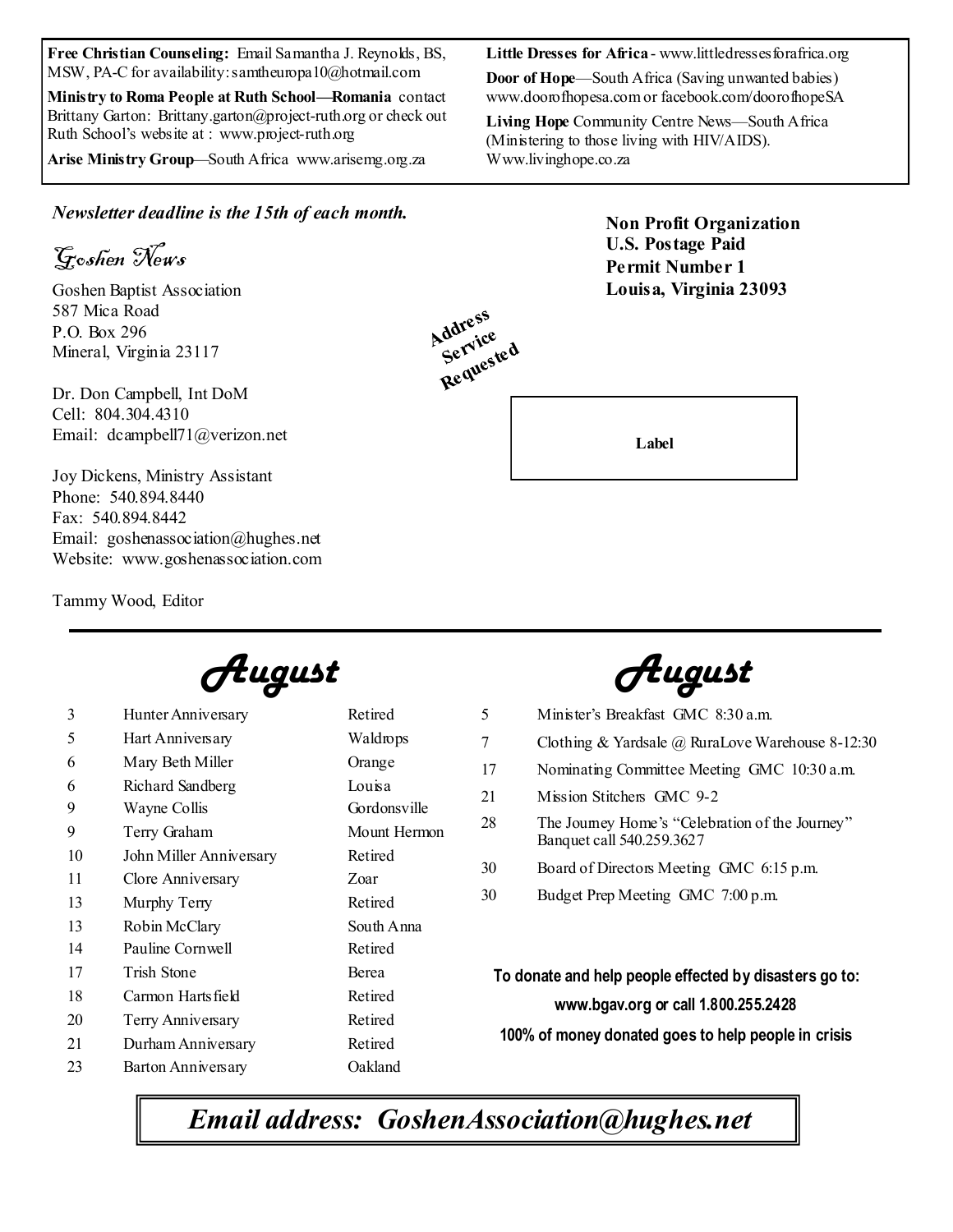**Free Christian Counseling:** Email Samantha J. Reynolds, BS, MSW, PA-C for availability: samtheuropa10@hotmail.com

**Ministry to Roma People at Ruth School—Romania** contact Brittany Garton: Brittany.garton@project-ruth.org or check out Ruth School's website at : www.project-ruth.org

**Arise Ministry Group**—South Africa www.arisemg.org.za

**Little Dresses for Africa** - www.littledressesforafrica.org

**Door of Hope**—South Africa (Saving unwanted babies) www.doorofhopesa.com or facebook.com/doorofhopeSA

**Living Hope** Community Centre News—South Africa (Ministering to those living with HIV/AIDS). Www.livinghope.co.za

***Newsletter deadline is the 15th of each month.***

## Goshen News

Goshen Baptist Association
587 Mica Road
P.O. Box 296
Mineral, Virginia 23117

Dr. Don Campbell, Int DoM
Cell: 804.304.4310
Email: dcampbell71@verizon.net

Joy Dickens, Ministry Assistant
Phone: 540.894.8440
Fax: 540.894.8442
Email: goshenassociation@hughes.net
Website: www.goshenassociation.com

Tammy Wood, Editor

**Non Profit Organization**
**U.S. Postage Paid**
**Permit Number 1**
**Louisa, Virginia 23093**

**Address Service Requested**

**Label**

## August

| | | |
|---|---|---|
| 3 | Hunter Anniversary | Retired |
| 5 | Hart Anniversary | Waldrops |
| 6 | Mary Beth Miller | Orange |
| 6 | Richard Sandberg | Louisa |
| 9 | Wayne Collis | Gordonsville |
| 9 | Terry Graham | Mount Hermon |
| 10 | John Miller Anniversary | Retired |
| 11 | Clore Anniversary | Zoar |
| 13 | Murphy Terry | Retired |
| 13 | Robin McClary | South Anna |
| 14 | Pauline Cornwell | Retired |
| 17 | Trish Stone | Berea |
| 18 | Carmon Hartsfield | Retired |
| 20 | Terry Anniversary | Retired |
| 21 | Durham Anniversary | Retired |
| 23 | Barton Anniversary | Oakland |

## August

| | |
|---|---|
| 5 | Minister's Breakfast GMC 8:30 a.m. |
| 7 | Clothing & Yardsale @ RuraLove Warehouse 8-12:30 |
| 17 | Nominating Committee Meeting GMC 10:30 a.m. |
| 21 | Mission Stitchers GMC 9-2 |
| 28 | The Journey Home's "Celebration of the Journey" Banquet call 540.259.3627 |
| 30 | Board of Directors Meeting GMC 6:15 p.m. |
| 30 | Budget Prep Meeting GMC 7:00 p.m. |

**To donate and help people effected by disasters go to:**

**www.bgav.org or call 1.800.255.2428**

**100% of money donated goes to help people in crisis**

***Email address: GoshenAssociation@hughes.net***